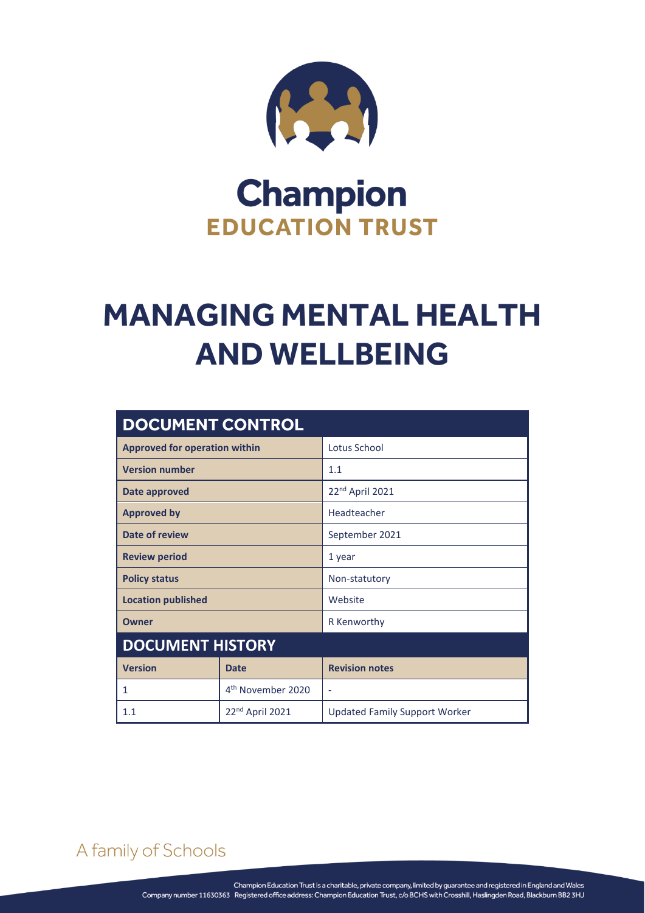# Champion

## EDUCATION TRUST

# MANAGING MENTAL HEALTH AND WELLBEING

| DOCUMENT CONTROL | | |
|---|---|---|
| **Approved for operation within** | | Lotus School |
| **Version number** | | 1.1 |
| **Date approved** | | 22nd April 2021 |
| **Approved by** | | Headteacher |
| **Date of review** | | September 2021 |
| **Review period** | | 1 year |
| **Policy status** | | Non-statutory |
| **Location published** | | Website |
| **Owner** | | R Kenworthy |
| **DOCUMENT HISTORY** | | |
| **Version** | **Date** | **Revision notes** |
| 1 | 4th November 2020 | - |
| 1.1 | 22nd April 2021 | Updated Family Support Worker |

A family of Schools

Champion Education Trust is a charitable, private company, limited by guarantee and registered in England and Wales
Company number 11630363 Registered office address: Champion Education Trust, c/o BCHS with Crosshill, Haslingden Road, Blackburn BB2 3HJ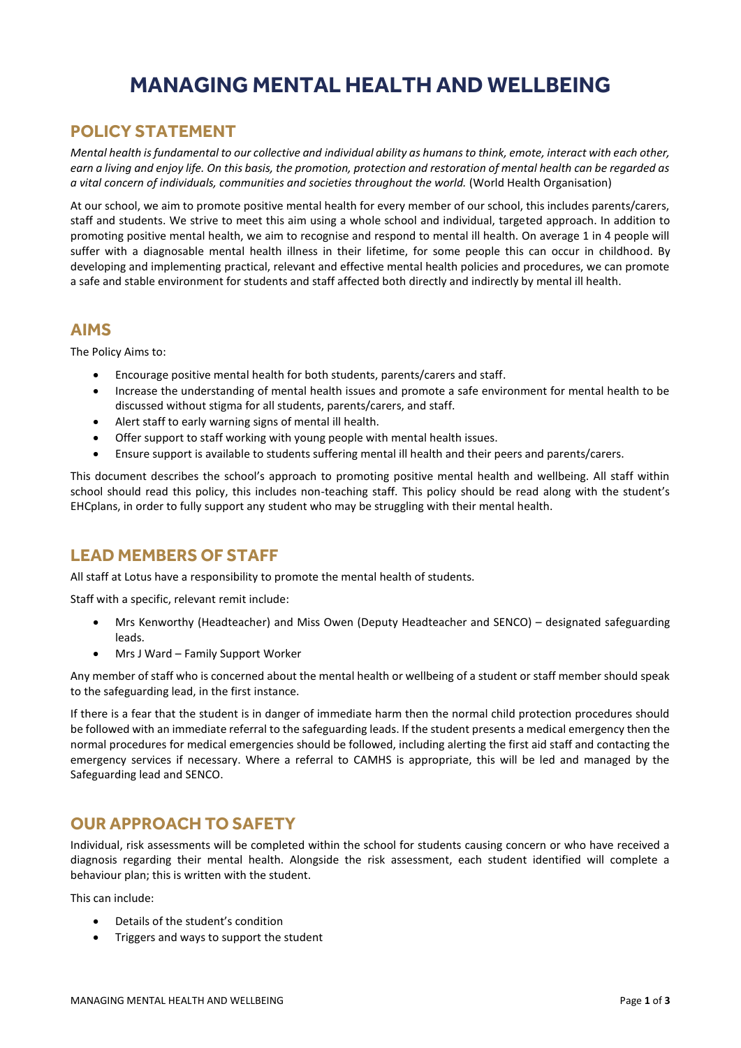# MANAGING MENTAL HEALTH AND WELLBEING

## POLICY STATEMENT

*Mental health is fundamental to our collective and individual ability as humans to think, emote, interact with each other, earn a living and enjoy life. On this basis, the promotion, protection and restoration of mental health can be regarded as a vital concern of individuals, communities and societies throughout the world.* (World Health Organisation)

At our school, we aim to promote positive mental health for every member of our school, this includes parents/carers, staff and students. We strive to meet this aim using a whole school and individual, targeted approach. In addition to promoting positive mental health, we aim to recognise and respond to mental ill health. On average 1 in 4 people will suffer with a diagnosable mental health illness in their lifetime, for some people this can occur in childhood. By developing and implementing practical, relevant and effective mental health policies and procedures, we can promote a safe and stable environment for students and staff affected both directly and indirectly by mental ill health.

## AIMS

The Policy Aims to:

- Encourage positive mental health for both students, parents/carers and staff.
- Increase the understanding of mental health issues and promote a safe environment for mental health to be discussed without stigma for all students, parents/carers, and staff.
- Alert staff to early warning signs of mental ill health.
- Offer support to staff working with young people with mental health issues.
- Ensure support is available to students suffering mental ill health and their peers and parents/carers.

This document describes the school's approach to promoting positive mental health and wellbeing. All staff within school should read this policy, this includes non-teaching staff. This policy should be read along with the student's EHCplans, in order to fully support any student who may be struggling with their mental health.

## LEAD MEMBERS OF STAFF

All staff at Lotus have a responsibility to promote the mental health of students.

Staff with a specific, relevant remit include:

- Mrs Kenworthy (Headteacher) and Miss Owen (Deputy Headteacher and SENCO) – designated safeguarding leads.
- Mrs J Ward – Family Support Worker

Any member of staff who is concerned about the mental health or wellbeing of a student or staff member should speak to the safeguarding lead, in the first instance.

If there is a fear that the student is in danger of immediate harm then the normal child protection procedures should be followed with an immediate referral to the safeguarding leads. If the student presents a medical emergency then the normal procedures for medical emergencies should be followed, including alerting the first aid staff and contacting the emergency services if necessary. Where a referral to CAMHS is appropriate, this will be led and managed by the Safeguarding lead and SENCO.

## OUR APPROACH TO SAFETY

Individual, risk assessments will be completed within the school for students causing concern or who have received a diagnosis regarding their mental health. Alongside the risk assessment, each student identified will complete a behaviour plan; this is written with the student.

This can include:

- Details of the student's condition
- Triggers and ways to support the student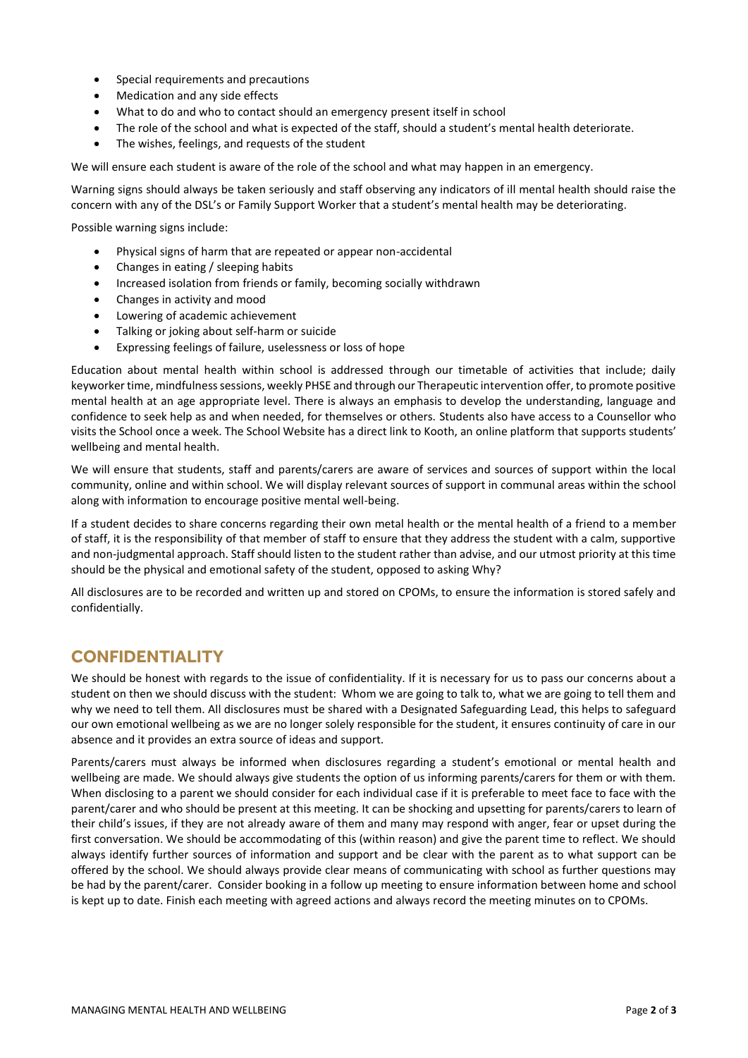- Special requirements and precautions
- Medication and any side effects
- What to do and who to contact should an emergency present itself in school
- The role of the school and what is expected of the staff, should a student's mental health deteriorate.
- The wishes, feelings, and requests of the student

We will ensure each student is aware of the role of the school and what may happen in an emergency.

Warning signs should always be taken seriously and staff observing any indicators of ill mental health should raise the concern with any of the DSL's or Family Support Worker that a student's mental health may be deteriorating.

Possible warning signs include:

- Physical signs of harm that are repeated or appear non-accidental
- Changes in eating / sleeping habits
- Increased isolation from friends or family, becoming socially withdrawn
- Changes in activity and mood
- Lowering of academic achievement
- Talking or joking about self-harm or suicide
- Expressing feelings of failure, uselessness or loss of hope

Education about mental health within school is addressed through our timetable of activities that include; daily keyworker time, mindfulness sessions, weekly PHSE and through our Therapeutic intervention offer, to promote positive mental health at an age appropriate level. There is always an emphasis to develop the understanding, language and confidence to seek help as and when needed, for themselves or others. Students also have access to a Counsellor who visits the School once a week. The School Website has a direct link to Kooth, an online platform that supports students' wellbeing and mental health.

We will ensure that students, staff and parents/carers are aware of services and sources of support within the local community, online and within school. We will display relevant sources of support in communal areas within the school along with information to encourage positive mental well-being.

If a student decides to share concerns regarding their own metal health or the mental health of a friend to a member of staff, it is the responsibility of that member of staff to ensure that they address the student with a calm, supportive and non-judgmental approach. Staff should listen to the student rather than advise, and our utmost priority at this time should be the physical and emotional safety of the student, opposed to asking Why?

All disclosures are to be recorded and written up and stored on CPOMs, to ensure the information is stored safely and confidentially.

## CONFIDENTIALITY

We should be honest with regards to the issue of confidentiality. If it is necessary for us to pass our concerns about a student on then we should discuss with the student: Whom we are going to talk to, what we are going to tell them and why we need to tell them. All disclosures must be shared with a Designated Safeguarding Lead, this helps to safeguard our own emotional wellbeing as we are no longer solely responsible for the student, it ensures continuity of care in our absence and it provides an extra source of ideas and support.

Parents/carers must always be informed when disclosures regarding a student's emotional or mental health and wellbeing are made. We should always give students the option of us informing parents/carers for them or with them. When disclosing to a parent we should consider for each individual case if it is preferable to meet face to face with the parent/carer and who should be present at this meeting. It can be shocking and upsetting for parents/carers to learn of their child's issues, if they are not already aware of them and many may respond with anger, fear or upset during the first conversation. We should be accommodating of this (within reason) and give the parent time to reflect. We should always identify further sources of information and support and be clear with the parent as to what support can be offered by the school. We should always provide clear means of communicating with school as further questions may be had by the parent/carer. Consider booking in a follow up meeting to ensure information between home and school is kept up to date. Finish each meeting with agreed actions and always record the meeting minutes on to CPOMs.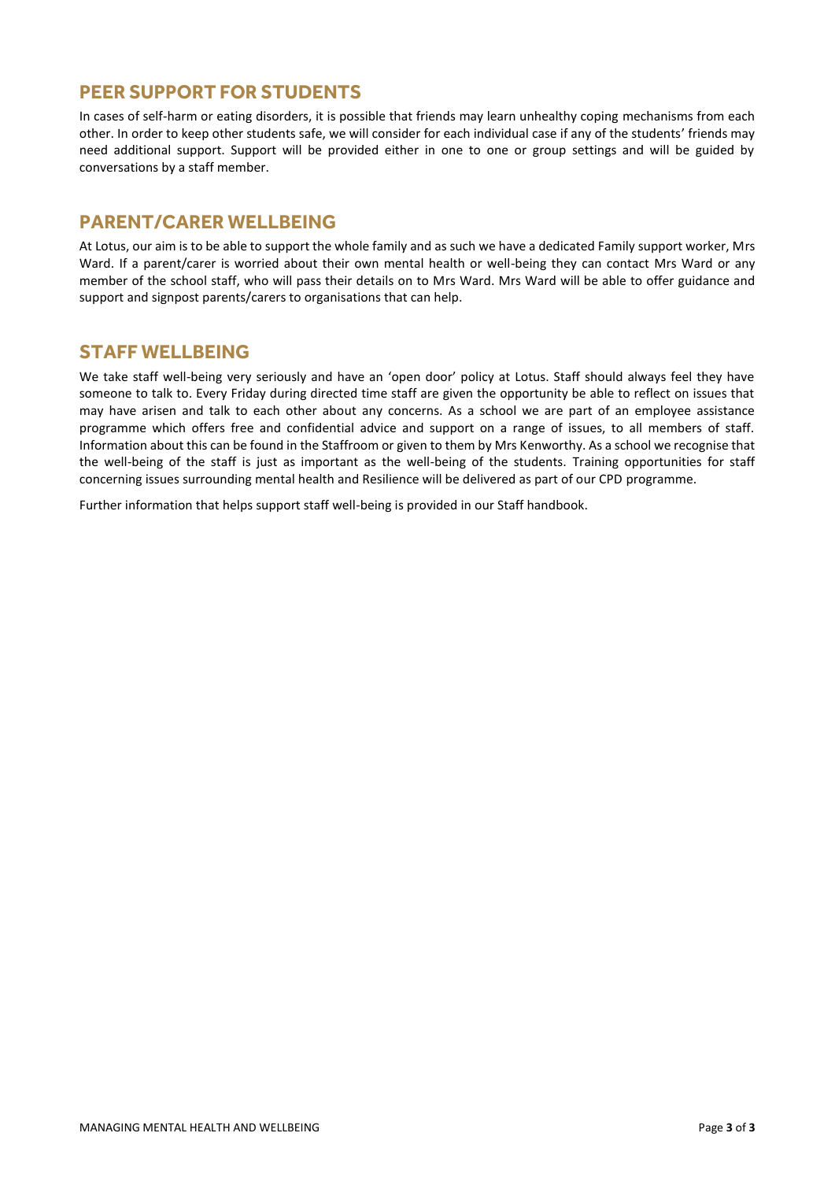## PEER SUPPORT FOR STUDENTS

In cases of self-harm or eating disorders, it is possible that friends may learn unhealthy coping mechanisms from each other. In order to keep other students safe, we will consider for each individual case if any of the students' friends may need additional support. Support will be provided either in one to one or group settings and will be guided by conversations by a staff member.

## PARENT/CARER WELLBEING

At Lotus, our aim is to be able to support the whole family and as such we have a dedicated Family support worker, Mrs Ward. If a parent/carer is worried about their own mental health or well-being they can contact Mrs Ward or any member of the school staff, who will pass their details on to Mrs Ward. Mrs Ward will be able to offer guidance and support and signpost parents/carers to organisations that can help.

## STAFF WELLBEING

We take staff well-being very seriously and have an 'open door' policy at Lotus. Staff should always feel they have someone to talk to. Every Friday during directed time staff are given the opportunity be able to reflect on issues that may have arisen and talk to each other about any concerns. As a school we are part of an employee assistance programme which offers free and confidential advice and support on a range of issues, to all members of staff. Information about this can be found in the Staffroom or given to them by Mrs Kenworthy. As a school we recognise that the well-being of the staff is just as important as the well-being of the students. Training opportunities for staff concerning issues surrounding mental health and Resilience will be delivered as part of our CPD programme.

Further information that helps support staff well-being is provided in our Staff handbook.